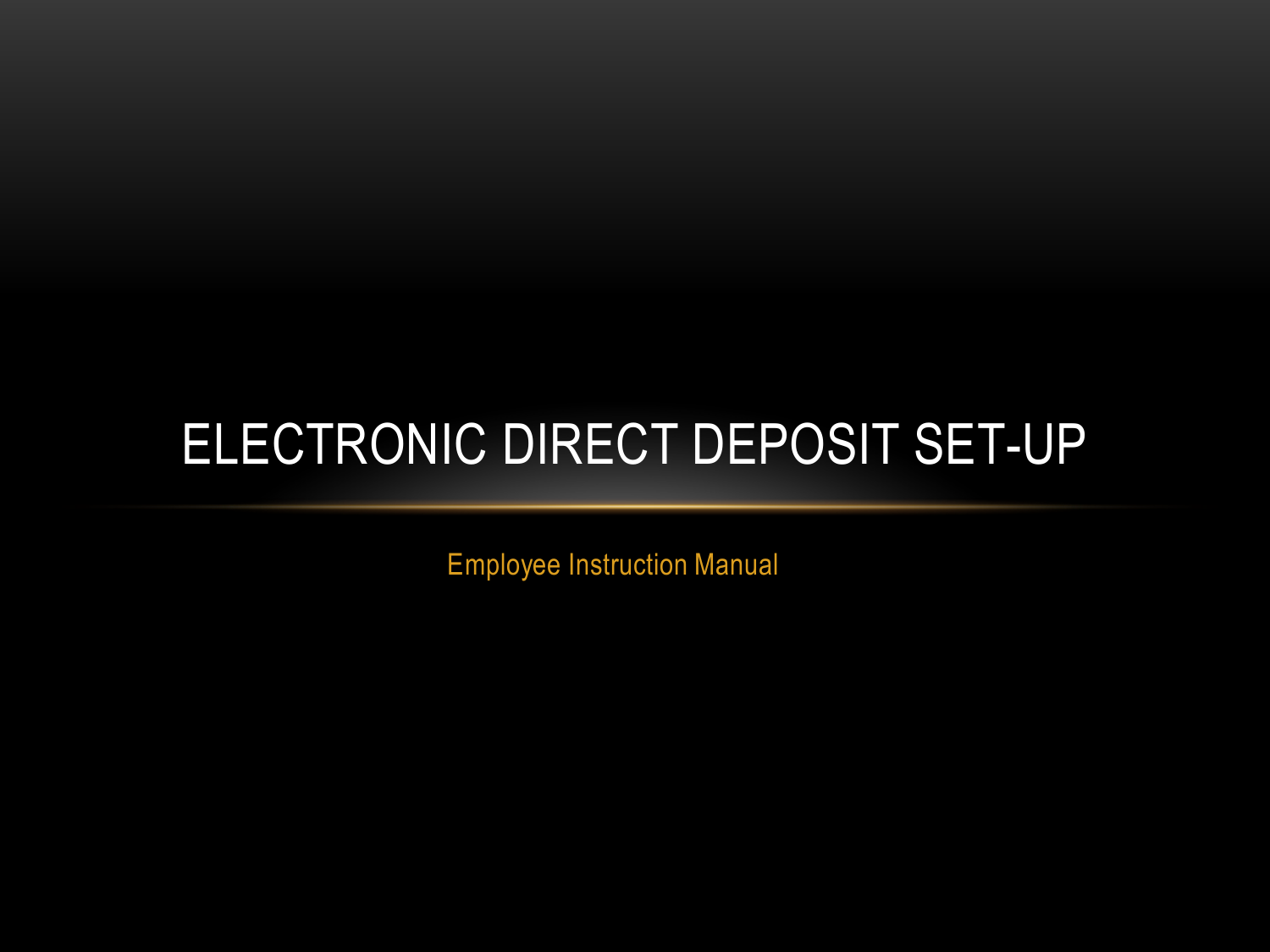# ELECTRONIC DIRECT DEPOSIT SET-UP

Employee Instruction Manual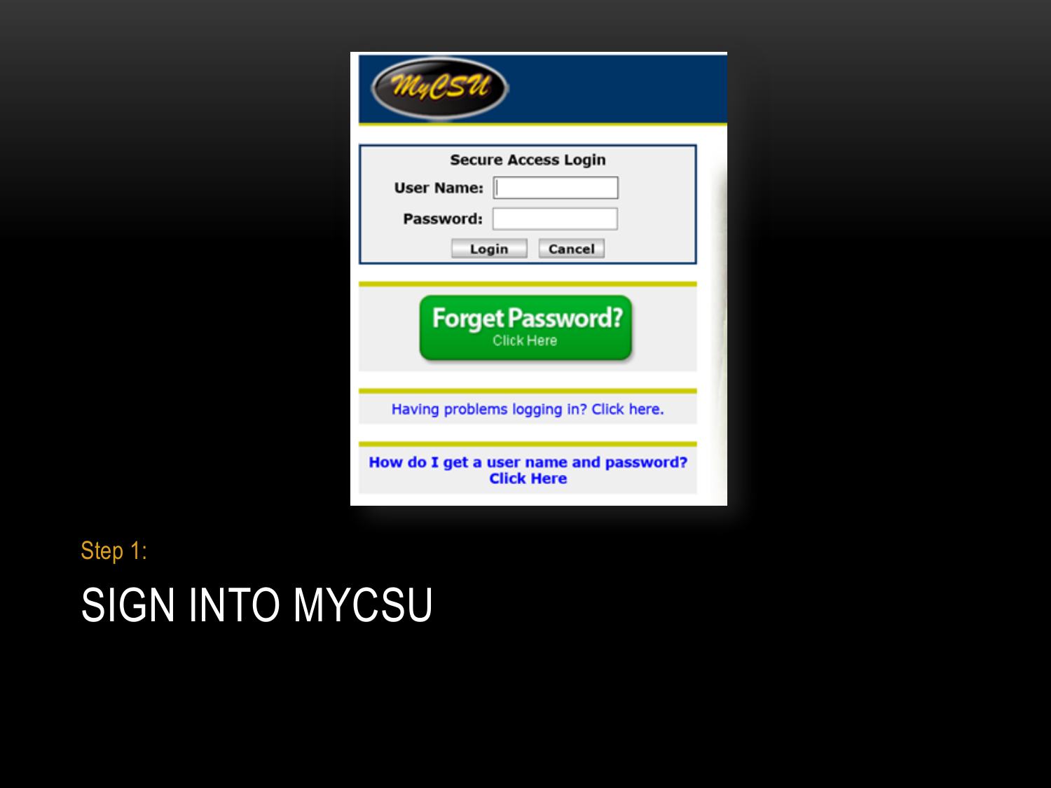MyCSU

Secure Access Login

User Name:

Password:

Login Cancel

Forget Password? Click Here

Having problems logging in? Click here.

How do I get a user name and password? Click Here

Step 1:

# SIGN INTO MYCSU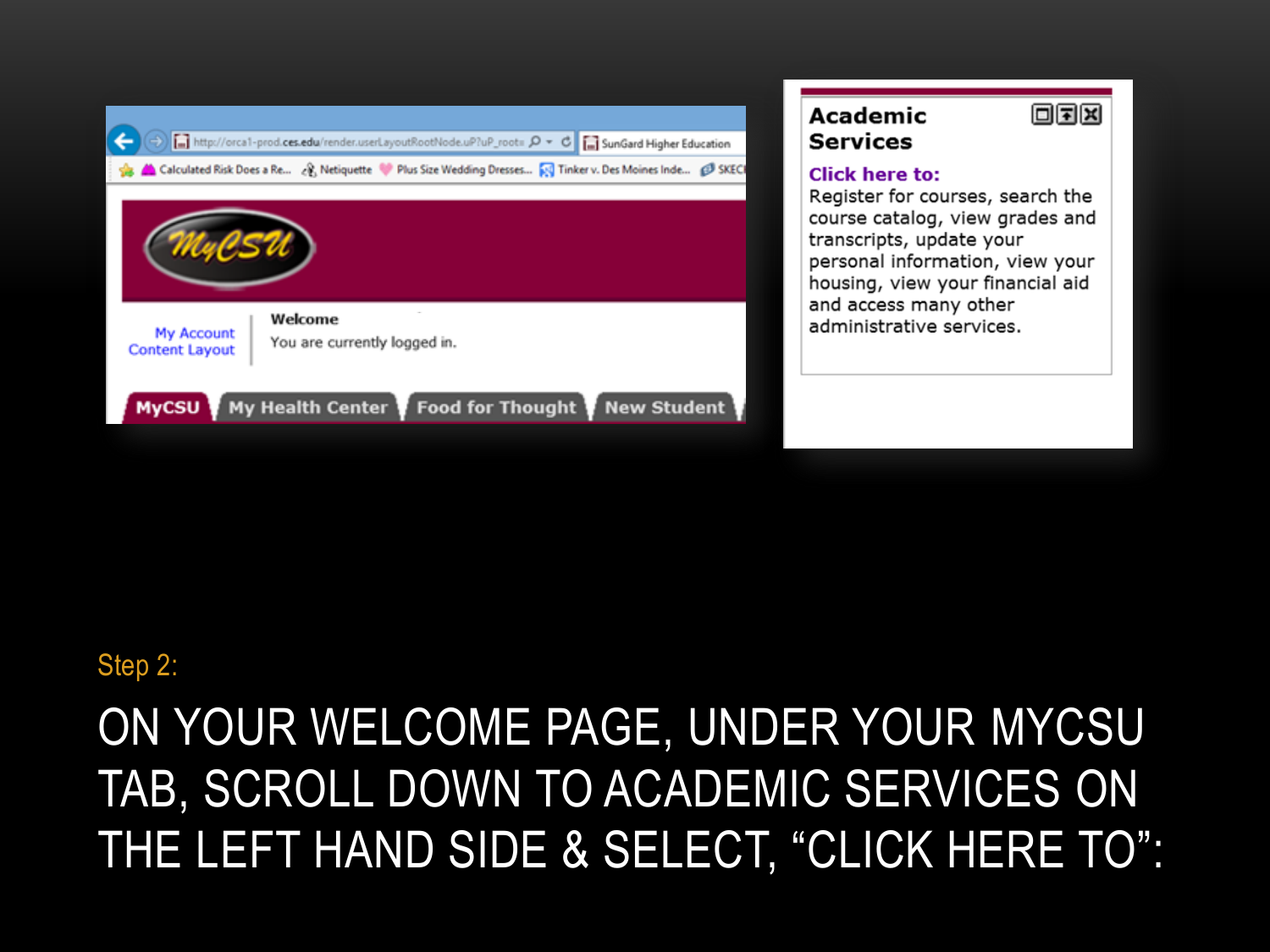Step 2:

# ON YOUR WELCOME PAGE, UNDER YOUR MYCSU TAB, SCROLL DOWN TO ACADEMIC SERVICES ON THE LEFT HAND SIDE & SELECT, "CLICK HERE TO":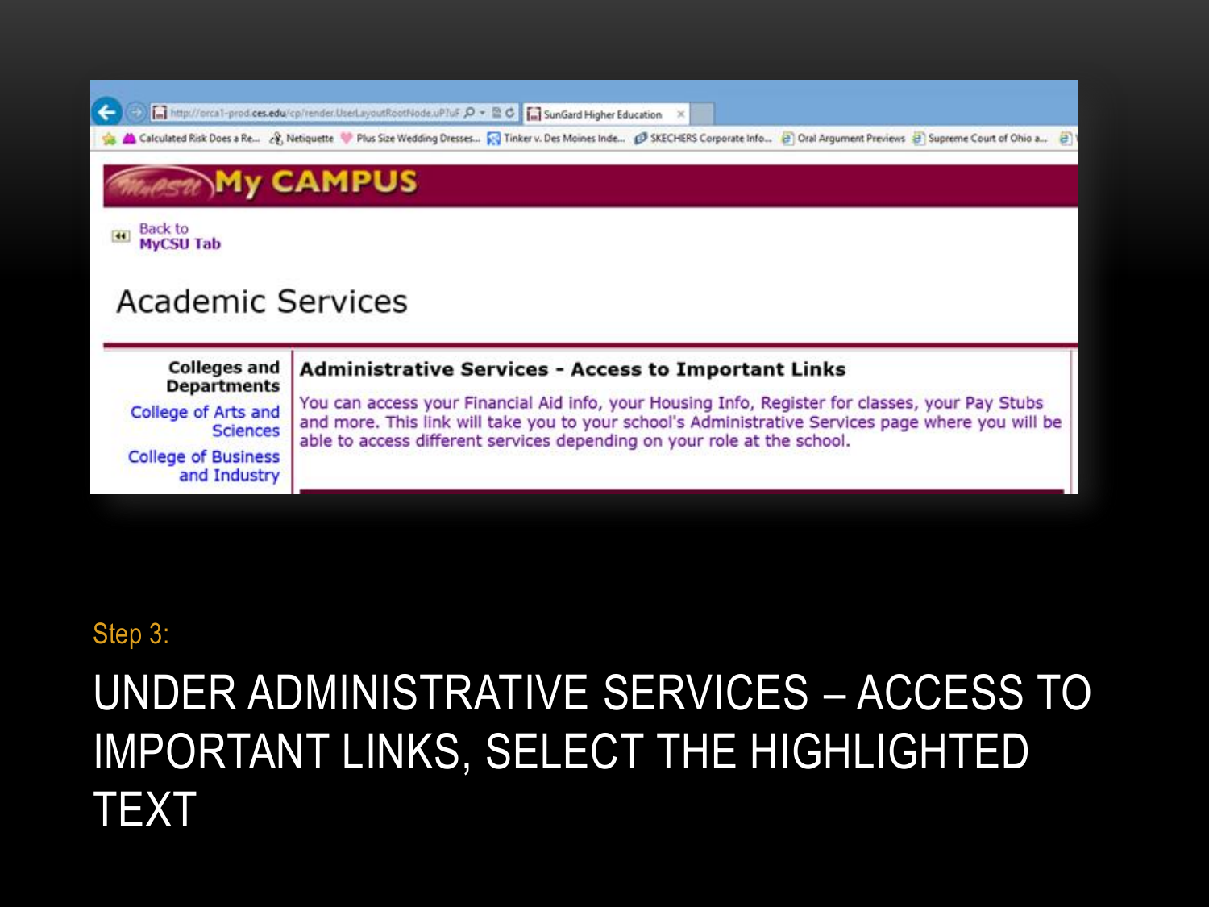Step 3:

# UNDER ADMINISTRATIVE SERVICES – ACCESS TO IMPORTANT LINKS, SELECT THE HIGHLIGHTED TEXT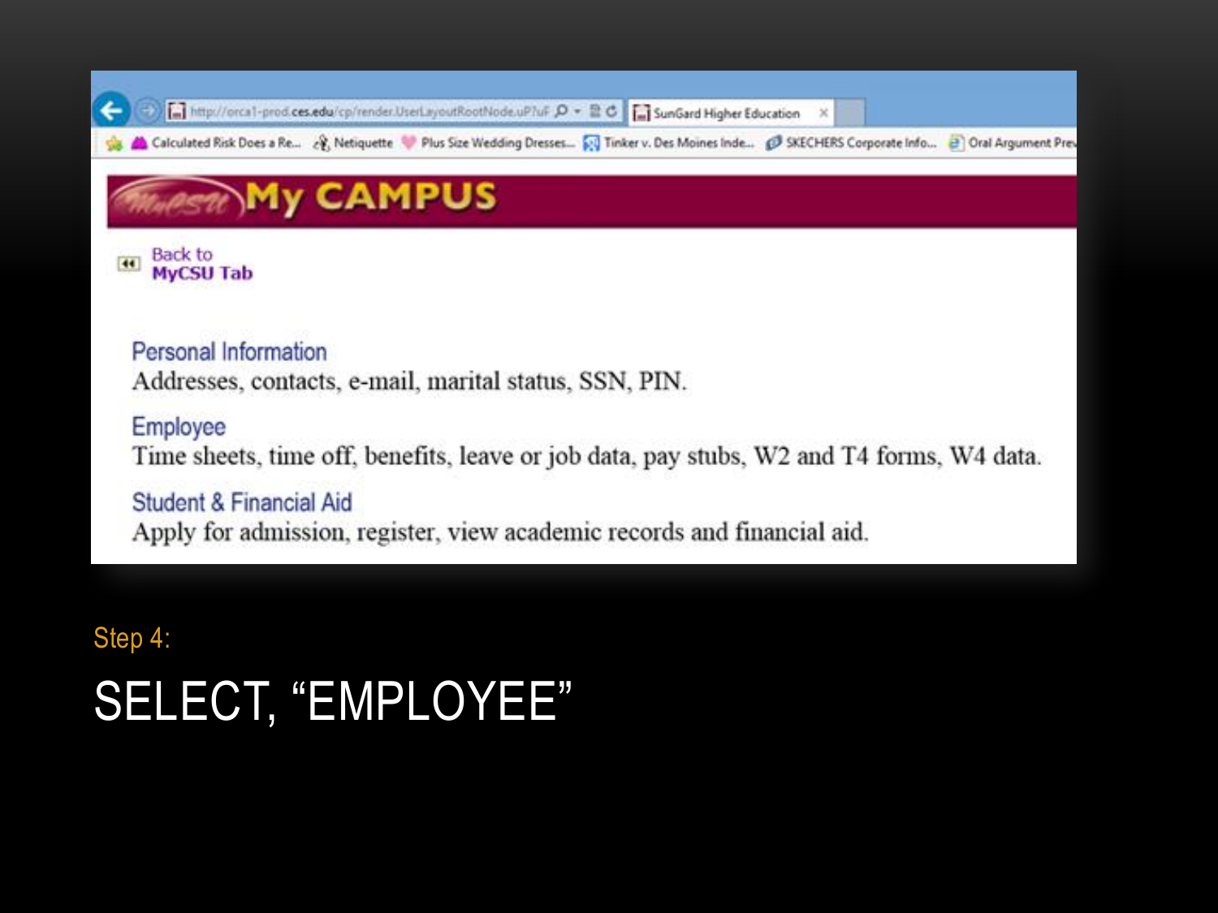Back to MyCSU Tab

Personal Information
Addresses, contacts, e-mail, marital status, SSN, PIN.

Employee
Time sheets, time off, benefits, leave or job data, pay stubs, W2 and T4 forms, W4 data.

Student & Financial Aid
Apply for admission, register, view academic records and financial aid.

Step 4:

# SELECT, "EMPLOYEE"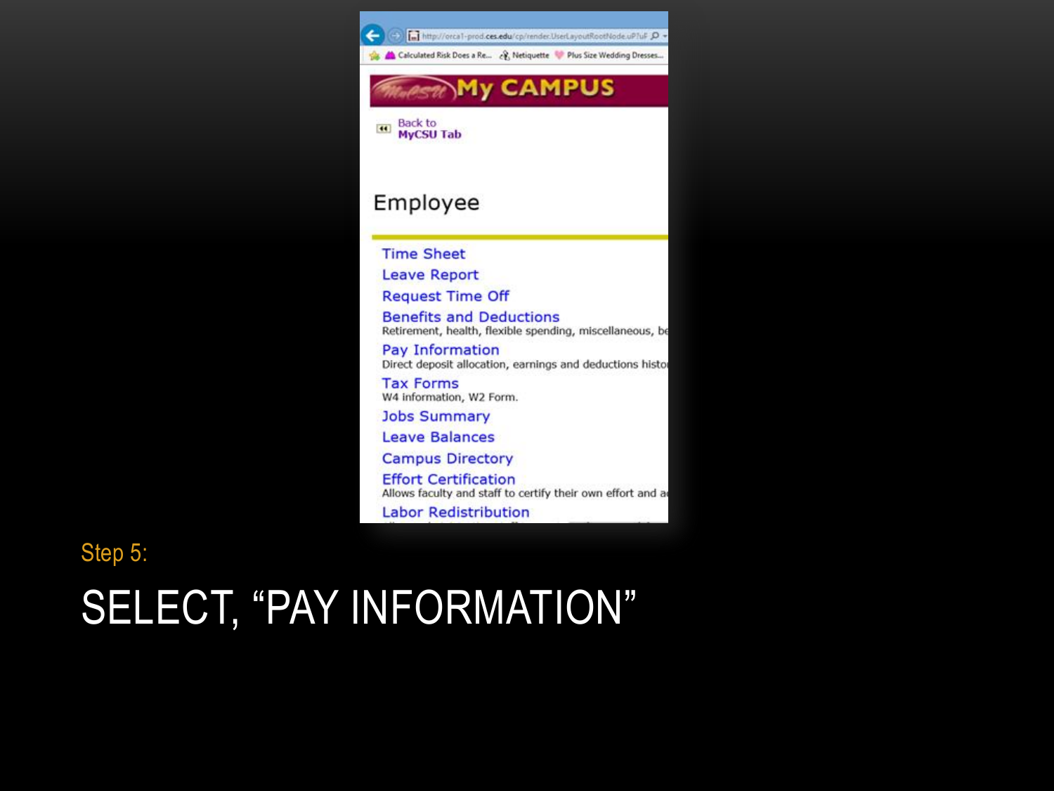Step 5:

# SELECT, "PAY INFORMATION"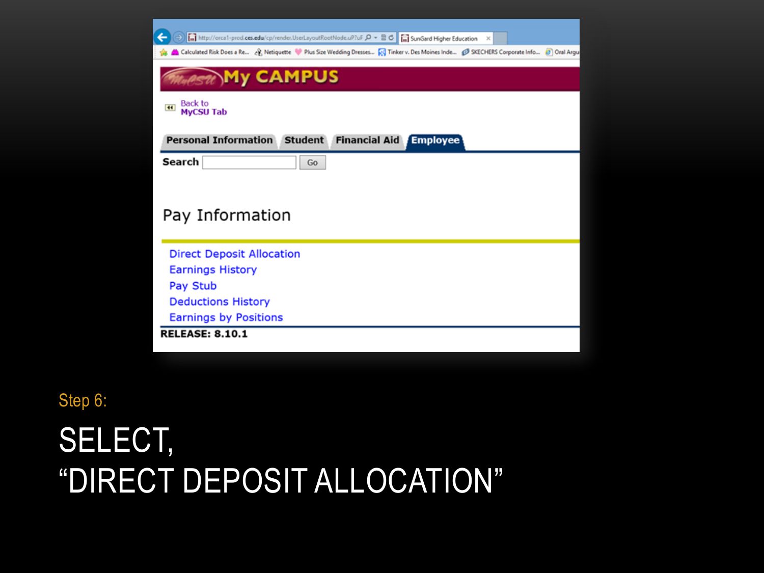My CAMPUS

Back to MyCSU Tab

Personal Information | Student | Financial Aid | Employee

Search [ ] Go

Pay Information

- Direct Deposit Allocation
- Earnings History
- Pay Stub
- Deductions History
- Earnings by Positions

RELEASE: 8.10.1

Step 6:

# SELECT, “DIRECT DEPOSIT ALLOCATION”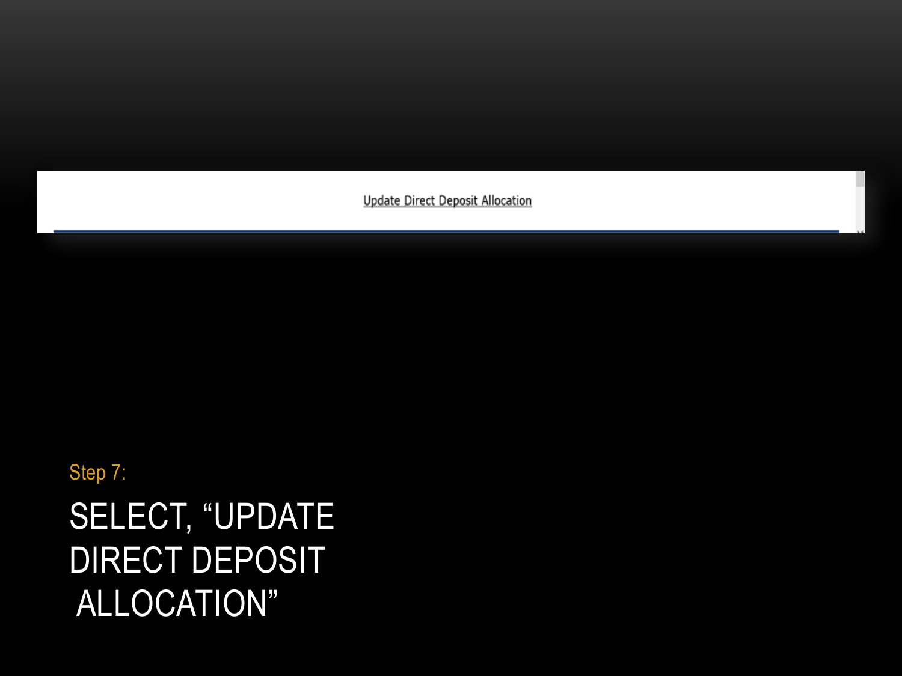Update Direct Deposit Allocation

Step 7:

# SELECT, "UPDATE DIRECT DEPOSIT ALLOCATION"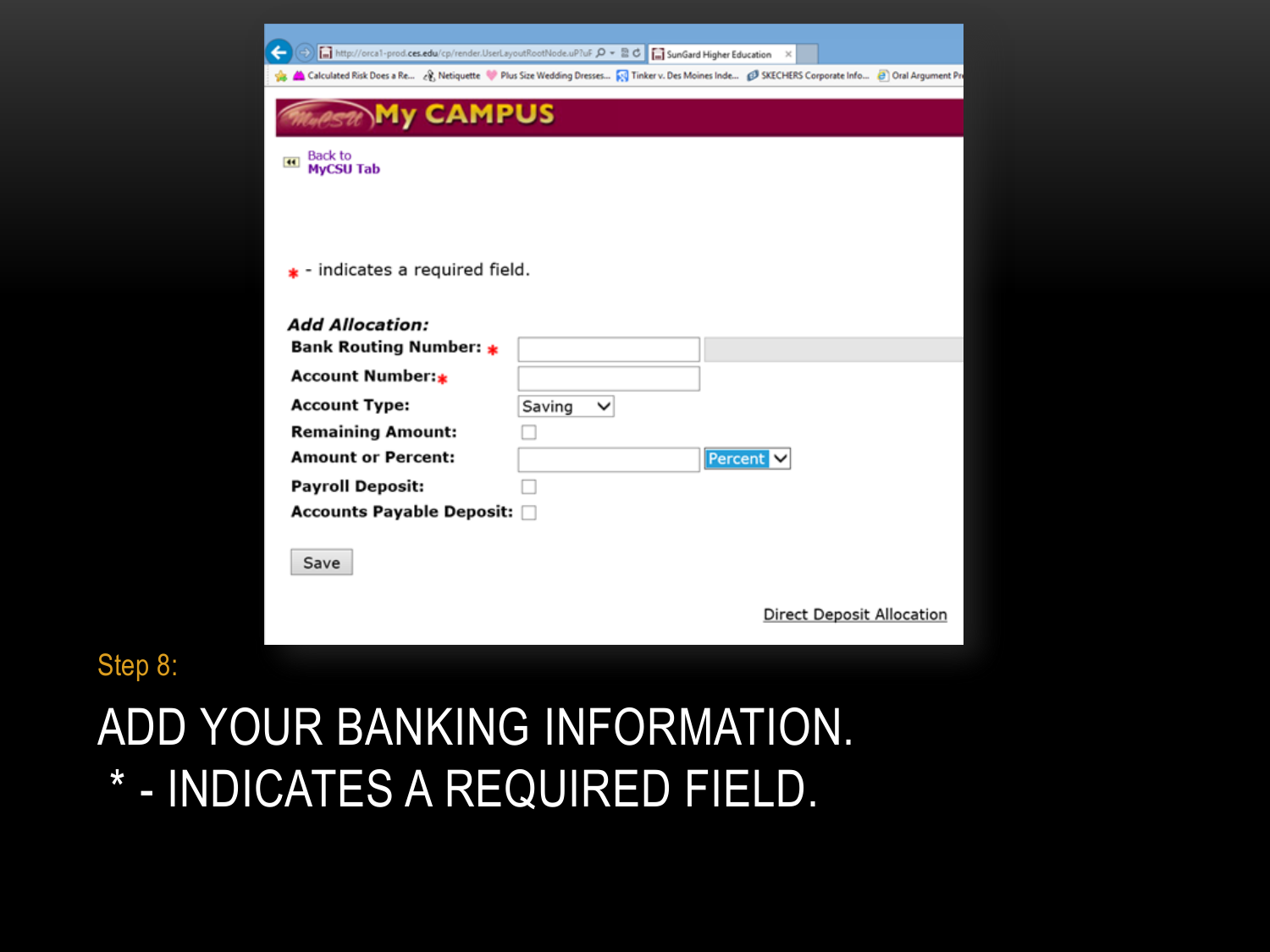Step 8:

# ADD YOUR BANKING INFORMATION.
# * - INDICATES A REQUIRED FIELD.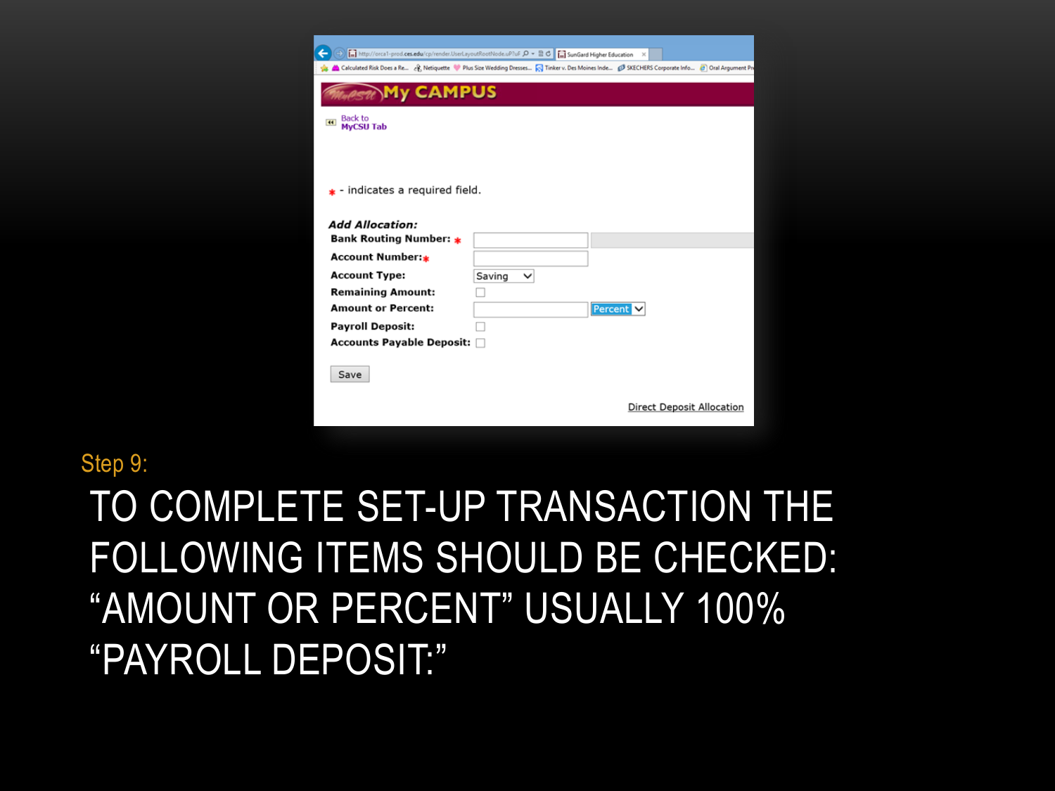Step 9:

# TO COMPLETE SET-UP TRANSACTION THE FOLLOWING ITEMS SHOULD BE CHECKED: "AMOUNT OR PERCENT" USUALLY 100% "PAYROLL DEPOSIT:"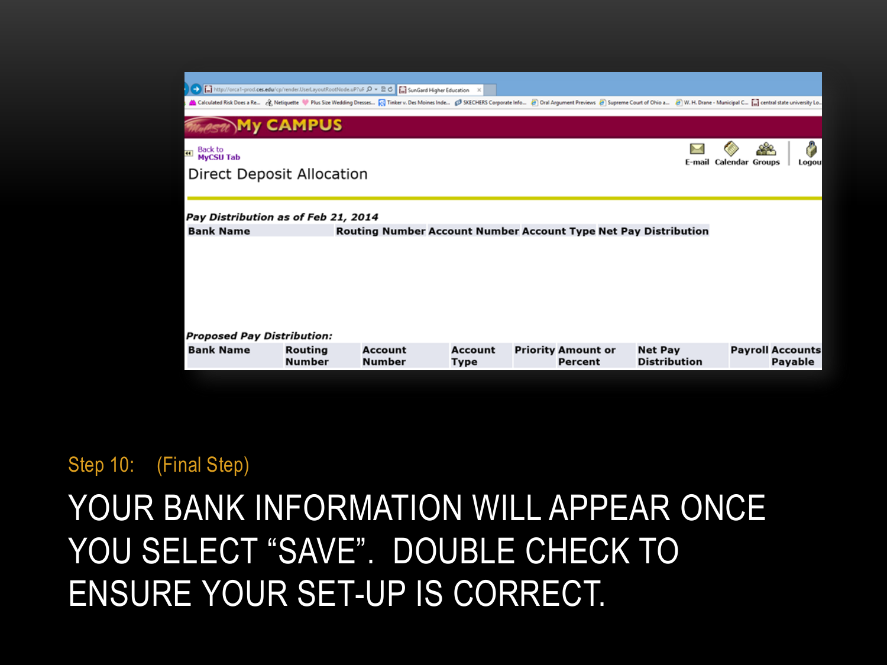My CAMPUS

Back to MyCSU Tab

E-mail Calendar Groups Logout

Direct Deposit Allocation

*Pay Distribution as of Feb 21, 2014*

| Bank Name | Routing Number | Account Number | Account Type | Net Pay Distribution |
| --- | --- | --- | --- | --- |

*Proposed Pay Distribution:*

| Bank Name | Routing Number | Account Number | Account Type | Priority | Amount or Percent | Net Pay Distribution | Payroll | Accounts Payable |
| --- | --- | --- | --- | --- | --- | --- | --- | --- |

Step 10: (Final Step)

# YOUR BANK INFORMATION WILL APPEAR ONCE YOU SELECT "SAVE". DOUBLE CHECK TO ENSURE YOUR SET-UP IS CORRECT.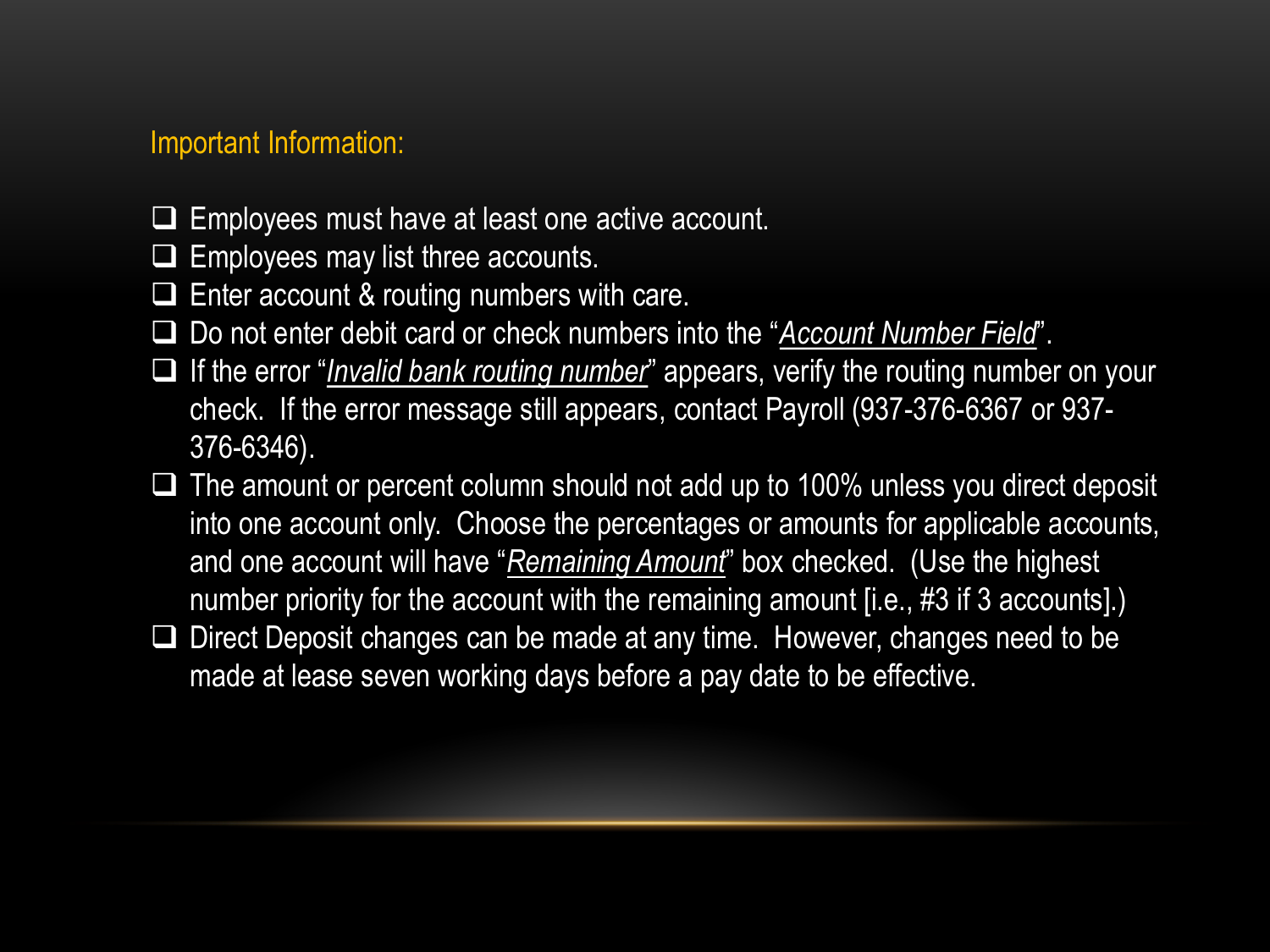## Important Information:

- Employees must have at least one active account.
- Employees may list three accounts.
- Enter account & routing numbers with care.
- Do not enter debit card or check numbers into the "*Account Number Field*".
- If the error "*Invalid bank routing number*" appears, verify the routing number on your check. If the error message still appears, contact Payroll (937-376-6367 or 937-376-6346).
- The amount or percent column should not add up to 100% unless you direct deposit into one account only. Choose the percentages or amounts for applicable accounts, and one account will have "*Remaining Amount*" box checked. (Use the highest number priority for the account with the remaining amount [i.e., #3 if 3 accounts].)
- Direct Deposit changes can be made at any time. However, changes need to be made at lease seven working days before a pay date to be effective.